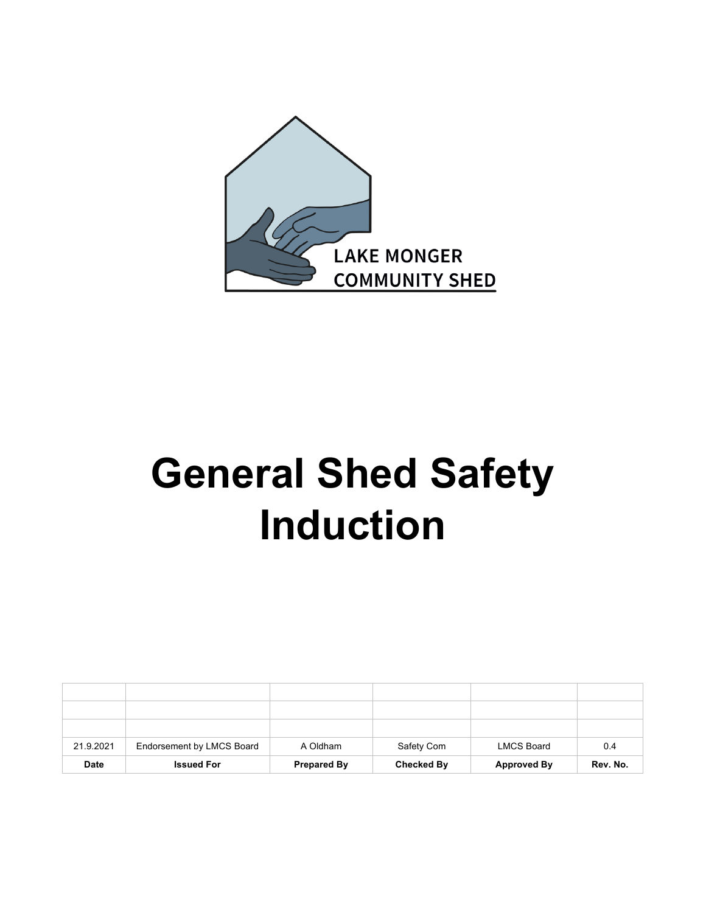LAKE MONGER COMMUNITY SHED

# General Shed Safety Induction

| | | | | | |
|---|---|---|---|---|---|
| | | | | | |
| | | | | | |
| | | | | | |
| 21.9.2021 | Endorsement by LMCS Board | A Oldham | Safety Com | LMCS Board | 0.4 |
| **Date** | **Issued For** | **Prepared By** | **Checked By** | **Approved By** | **Rev. No.** |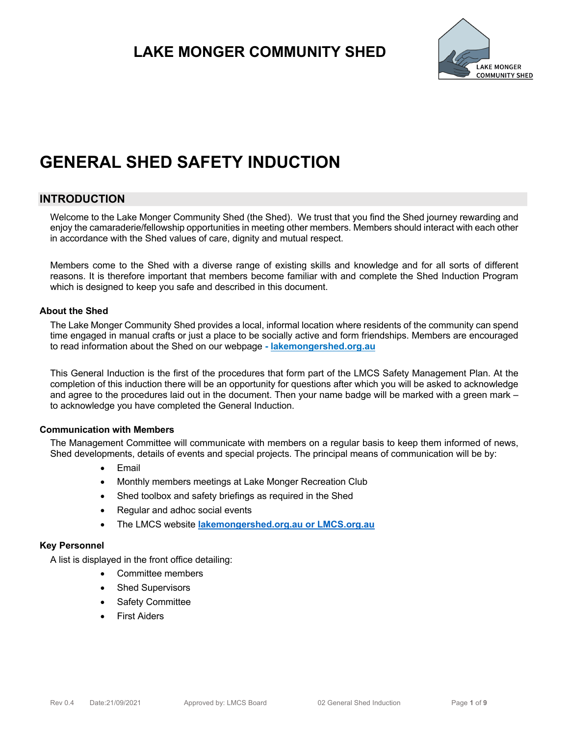# LAKE MONGER COMMUNITY SHED

# GENERAL SHED SAFETY INDUCTION

## INTRODUCTION

Welcome to the Lake Monger Community Shed (the Shed). We trust that you find the Shed journey rewarding and enjoy the camaraderie/fellowship opportunities in meeting other members. Members should interact with each other in accordance with the Shed values of care, dignity and mutual respect.

Members come to the Shed with a diverse range of existing skills and knowledge and for all sorts of different reasons. It is therefore important that members become familiar with and complete the Shed Induction Program which is designed to keep you safe and described in this document.

### About the Shed

The Lake Monger Community Shed provides a local, informal location where residents of the community can spend time engaged in manual crafts or just a place to be socially active and form friendships. Members are encouraged to read information about the Shed on our webpage **- lakemongershed.org.au**

This General Induction is the first of the procedures that form part of the LMCS Safety Management Plan. At the completion of this induction there will be an opportunity for questions after which you will be asked to acknowledge and agree to the procedures laid out in the document. Then your name badge will be marked with a green mark – to acknowledge you have completed the General Induction.

### Communication with Members

The Management Committee will communicate with members on a regular basis to keep them informed of news, Shed developments, details of events and special projects. The principal means of communication will be by:

- Email
- Monthly members meetings at Lake Monger Recreation Club
- Shed toolbox and safety briefings as required in the Shed
- Regular and adhoc social events
- The LMCS website **lakemongershed.org.au or LMCS.org.au**

### Key Personnel

A list is displayed in the front office detailing:

- Committee members
- Shed Supervisors
- Safety Committee
- First Aiders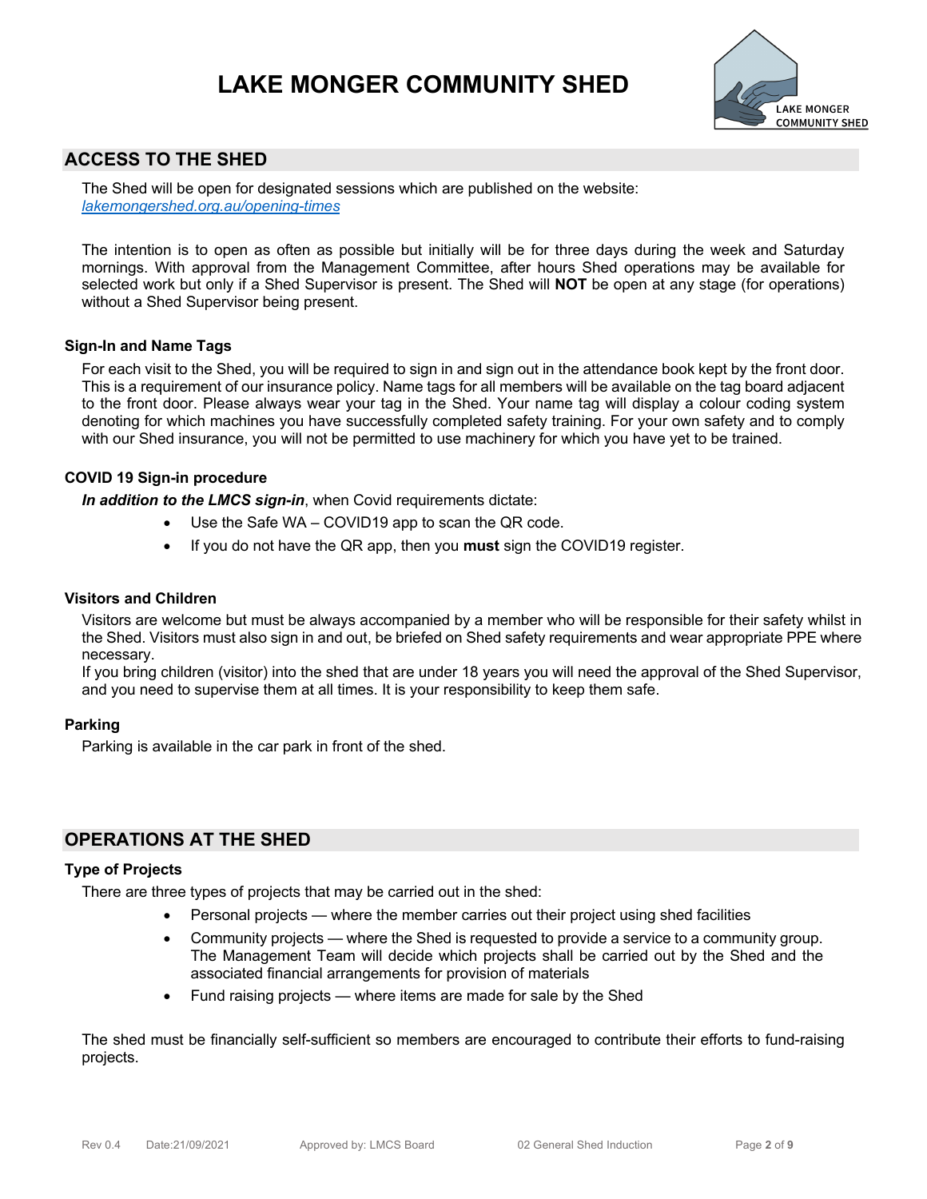# LAKE MONGER COMMUNITY SHED

## ACCESS TO THE SHED

The Shed will be open for designated sessions which are published on the website: *lakemongershed.org.au/opening-times*

The intention is to open as often as possible but initially will be for three days during the week and Saturday mornings. With approval from the Management Committee, after hours Shed operations may be available for selected work but only if a Shed Supervisor is present. The Shed will **NOT** be open at any stage (for operations) without a Shed Supervisor being present.

### Sign-In and Name Tags

For each visit to the Shed, you will be required to sign in and sign out in the attendance book kept by the front door. This is a requirement of our insurance policy. Name tags for all members will be available on the tag board adjacent to the front door. Please always wear your tag in the Shed. Your name tag will display a colour coding system denoting for which machines you have successfully completed safety training. For your own safety and to comply with our Shed insurance, you will not be permitted to use machinery for which you have yet to be trained.

### COVID 19 Sign-in procedure

***In addition to the LMCS sign-in***, when Covid requirements dictate:

- Use the Safe WA – COVID19 app to scan the QR code.
- If you do not have the QR app, then you **must** sign the COVID19 register.

### Visitors and Children

Visitors are welcome but must be always accompanied by a member who will be responsible for their safety whilst in the Shed. Visitors must also sign in and out, be briefed on Shed safety requirements and wear appropriate PPE where necessary.
If you bring children (visitor) into the shed that are under 18 years you will need the approval of the Shed Supervisor, and you need to supervise them at all times. It is your responsibility to keep them safe.

### Parking

Parking is available in the car park in front of the shed.

## OPERATIONS AT THE SHED

### Type of Projects

There are three types of projects that may be carried out in the shed:

- Personal projects — where the member carries out their project using shed facilities
- Community projects — where the Shed is requested to provide a service to a community group. The Management Team will decide which projects shall be carried out by the Shed and the associated financial arrangements for provision of materials
- Fund raising projects — where items are made for sale by the Shed

The shed must be financially self-sufficient so members are encouraged to contribute their efforts to fund-raising projects.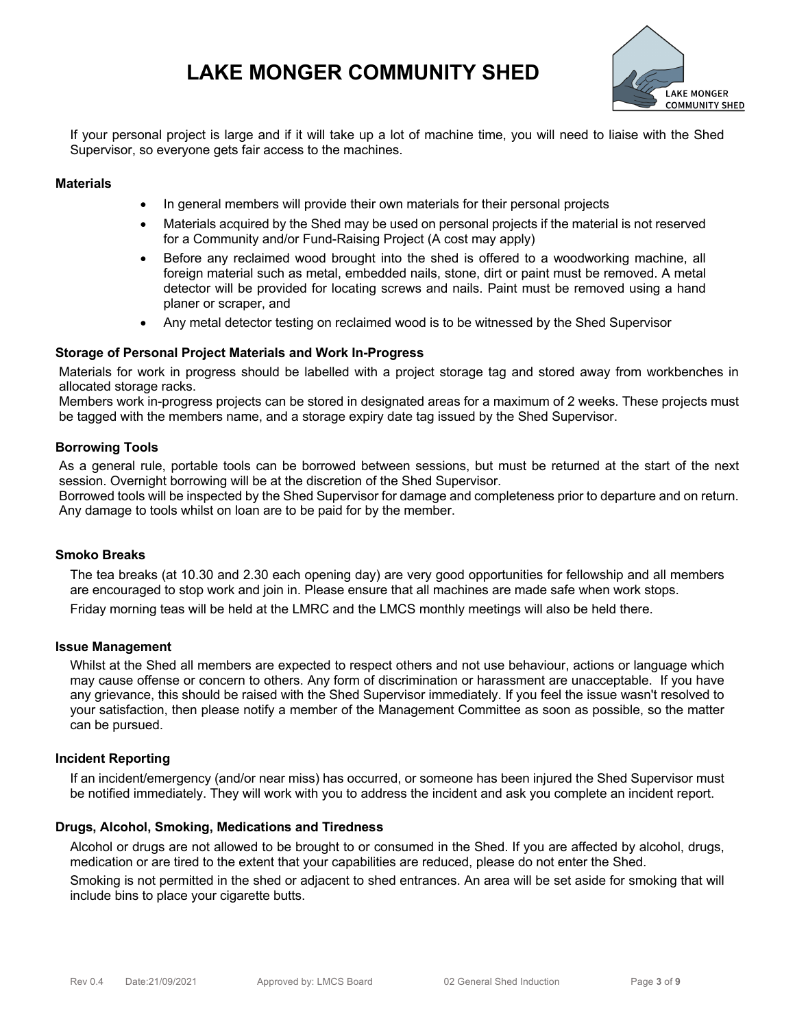If your personal project is large and if it will take up a lot of machine time, you will need to liaise with the Shed Supervisor, so everyone gets fair access to the machines.

### Materials

- In general members will provide their own materials for their personal projects
- Materials acquired by the Shed may be used on personal projects if the material is not reserved for a Community and/or Fund-Raising Project (A cost may apply)
- Before any reclaimed wood brought into the shed is offered to a woodworking machine, all foreign material such as metal, embedded nails, stone, dirt or paint must be removed. A metal detector will be provided for locating screws and nails. Paint must be removed using a hand planer or scraper, and
- Any metal detector testing on reclaimed wood is to be witnessed by the Shed Supervisor

### Storage of Personal Project Materials and Work In-Progress

Materials for work in progress should be labelled with a project storage tag and stored away from workbenches in allocated storage racks.

Members work in-progress projects can be stored in designated areas for a maximum of 2 weeks. These projects must be tagged with the members name, and a storage expiry date tag issued by the Shed Supervisor.

### Borrowing Tools

As a general rule, portable tools can be borrowed between sessions, but must be returned at the start of the next session. Overnight borrowing will be at the discretion of the Shed Supervisor.

Borrowed tools will be inspected by the Shed Supervisor for damage and completeness prior to departure and on return. Any damage to tools whilst on loan are to be paid for by the member.

### Smoko Breaks

The tea breaks (at 10.30 and 2.30 each opening day) are very good opportunities for fellowship and all members are encouraged to stop work and join in. Please ensure that all machines are made safe when work stops.

Friday morning teas will be held at the LMRC and the LMCS monthly meetings will also be held there.

### Issue Management

Whilst at the Shed all members are expected to respect others and not use behaviour, actions or language which may cause offense or concern to others. Any form of discrimination or harassment are unacceptable. If you have any grievance, this should be raised with the Shed Supervisor immediately. If you feel the issue wasn't resolved to your satisfaction, then please notify a member of the Management Committee as soon as possible, so the matter can be pursued.

### Incident Reporting

If an incident/emergency (and/or near miss) has occurred, or someone has been injured the Shed Supervisor must be notified immediately. They will work with you to address the incident and ask you complete an incident report.

### Drugs, Alcohol, Smoking, Medications and Tiredness

Alcohol or drugs are not allowed to be brought to or consumed in the Shed. If you are affected by alcohol, drugs, medication or are tired to the extent that your capabilities are reduced, please do not enter the Shed.

Smoking is not permitted in the shed or adjacent to shed entrances. An area will be set aside for smoking that will include bins to place your cigarette butts.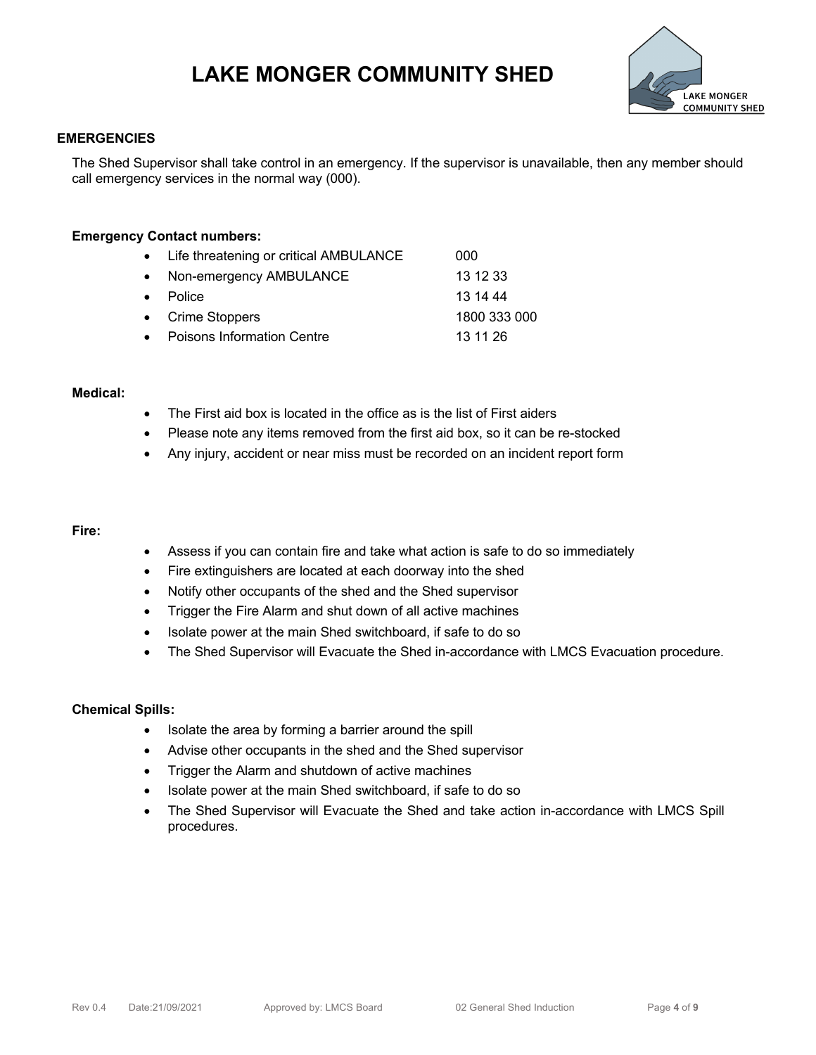# LAKE MONGER COMMUNITY SHED

## EMERGENCIES

The Shed Supervisor shall take control in an emergency. If the supervisor is unavailable, then any member should call emergency services in the normal way (000).

### Emergency Contact numbers:

| | |
|---|---|
| Life threatening or critical AMBULANCE | 000 |
| Non-emergency AMBULANCE | 13 12 33 |
| Police | 13 14 44 |
| Crime Stoppers | 1800 333 000 |
| Poisons Information Centre | 13 11 26 |

### Medical:

- The First aid box is located in the office as is the list of First aiders
- Please note any items removed from the first aid box, so it can be re-stocked
- Any injury, accident or near miss must be recorded on an incident report form

### Fire:

- Assess if you can contain fire and take what action is safe to do so immediately
- Fire extinguishers are located at each doorway into the shed
- Notify other occupants of the shed and the Shed supervisor
- Trigger the Fire Alarm and shut down of all active machines
- Isolate power at the main Shed switchboard, if safe to do so
- The Shed Supervisor will Evacuate the Shed in-accordance with LMCS Evacuation procedure.

### Chemical Spills:

- Isolate the area by forming a barrier around the spill
- Advise other occupants in the shed and the Shed supervisor
- Trigger the Alarm and shutdown of active machines
- Isolate power at the main Shed switchboard, if safe to do so
- The Shed Supervisor will Evacuate the Shed and take action in-accordance with LMCS Spill procedures.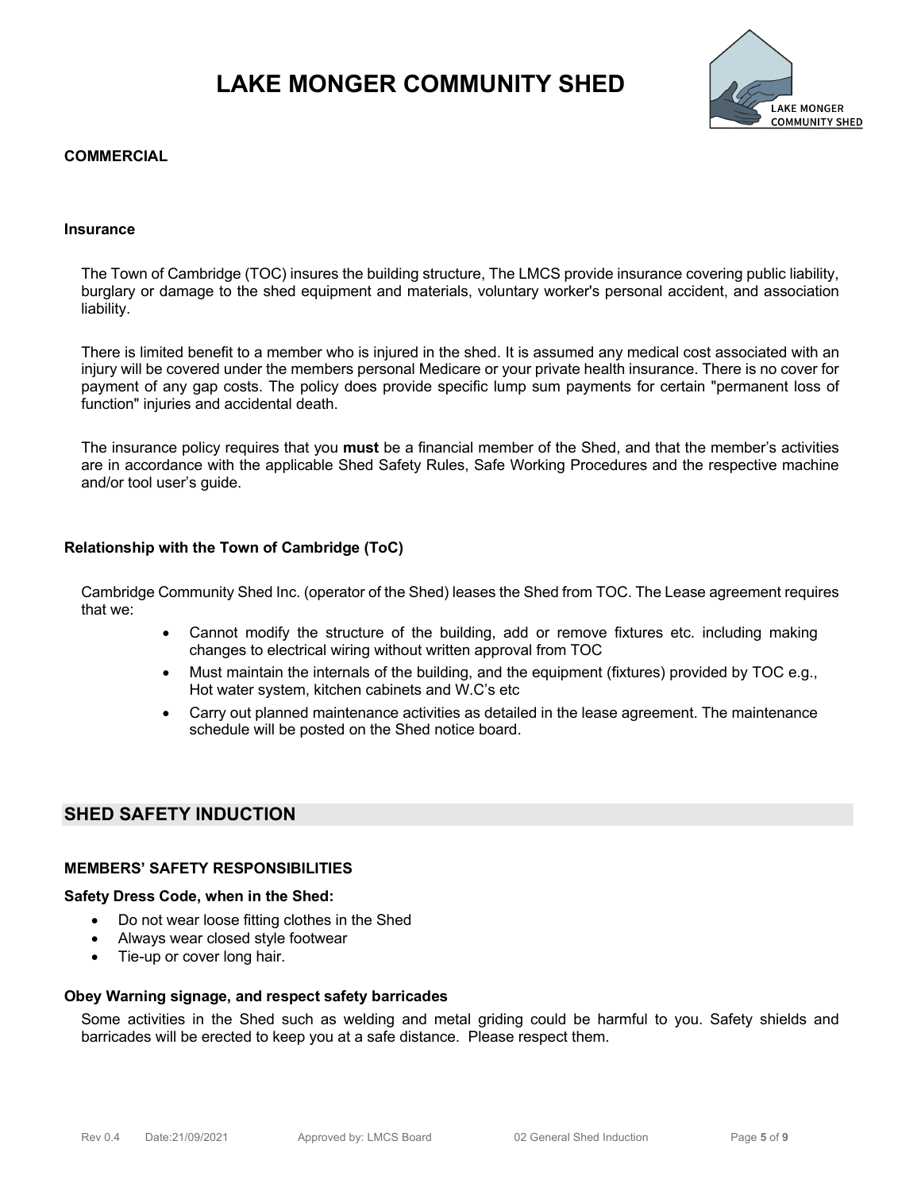# LAKE MONGER COMMUNITY SHED

### COMMERCIAL

#### Insurance

The Town of Cambridge (TOC) insures the building structure, The LMCS provide insurance covering public liability, burglary or damage to the shed equipment and materials, voluntary worker's personal accident, and association liability.

There is limited benefit to a member who is injured in the shed. It is assumed any medical cost associated with an injury will be covered under the members personal Medicare or your private health insurance. There is no cover for payment of any gap costs. The policy does provide specific lump sum payments for certain "permanent loss of function" injuries and accidental death.

The insurance policy requires that you **must** be a financial member of the Shed, and that the member's activities are in accordance with the applicable Shed Safety Rules, Safe Working Procedures and the respective machine and/or tool user's guide.

#### Relationship with the Town of Cambridge (ToC)

Cambridge Community Shed Inc. (operator of the Shed) leases the Shed from TOC. The Lease agreement requires that we:

- Cannot modify the structure of the building, add or remove fixtures etc. including making changes to electrical wiring without written approval from TOC
- Must maintain the internals of the building, and the equipment (fixtures) provided by TOC e.g., Hot water system, kitchen cabinets and W.C's etc
- Carry out planned maintenance activities as detailed in the lease agreement. The maintenance schedule will be posted on the Shed notice board.

## SHED SAFETY INDUCTION

### MEMBERS' SAFETY RESPONSIBILITIES

#### Safety Dress Code, when in the Shed:

- Do not wear loose fitting clothes in the Shed
- Always wear closed style footwear
- Tie-up or cover long hair.

#### Obey Warning signage, and respect safety barricades

Some activities in the Shed such as welding and metal griding could be harmful to you. Safety shields and barricades will be erected to keep you at a safe distance. Please respect them.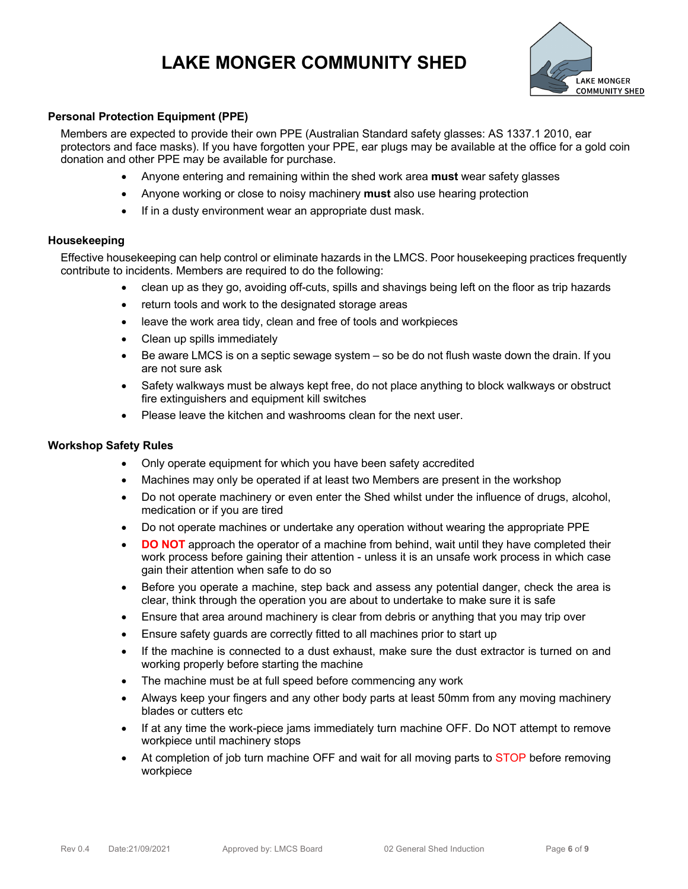# LAKE MONGER COMMUNITY SHED

### Personal Protection Equipment (PPE)

Members are expected to provide their own PPE (Australian Standard safety glasses: AS 1337.1 2010, ear protectors and face masks). If you have forgotten your PPE, ear plugs may be available at the office for a gold coin donation and other PPE may be available for purchase.

- Anyone entering and remaining within the shed work area **must** wear safety glasses
- Anyone working or close to noisy machinery **must** also use hearing protection
- If in a dusty environment wear an appropriate dust mask.

### Housekeeping

Effective housekeeping can help control or eliminate hazards in the LMCS. Poor housekeeping practices frequently contribute to incidents. Members are required to do the following:

- clean up as they go, avoiding off-cuts, spills and shavings being left on the floor as trip hazards
- return tools and work to the designated storage areas
- leave the work area tidy, clean and free of tools and workpieces
- Clean up spills immediately
- Be aware LMCS is on a septic sewage system – so be do not flush waste down the drain. If you are not sure ask
- Safety walkways must be always kept free, do not place anything to block walkways or obstruct fire extinguishers and equipment kill switches
- Please leave the kitchen and washrooms clean for the next user.

### Workshop Safety Rules

- Only operate equipment for which you have been safety accredited
- Machines may only be operated if at least two Members are present in the workshop
- Do not operate machinery or even enter the Shed whilst under the influence of drugs, alcohol, medication or if you are tired
- Do not operate machines or undertake any operation without wearing the appropriate PPE
- **DO NOT** approach the operator of a machine from behind, wait until they have completed their work process before gaining their attention - unless it is an unsafe work process in which case gain their attention when safe to do so
- Before you operate a machine, step back and assess any potential danger, check the area is clear, think through the operation you are about to undertake to make sure it is safe
- Ensure that area around machinery is clear from debris or anything that you may trip over
- Ensure safety guards are correctly fitted to all machines prior to start up
- If the machine is connected to a dust exhaust, make sure the dust extractor is turned on and working properly before starting the machine
- The machine must be at full speed before commencing any work
- Always keep your fingers and any other body parts at least 50mm from any moving machinery blades or cutters etc
- If at any time the work-piece jams immediately turn machine OFF. Do NOT attempt to remove workpiece until machinery stops
- At completion of job turn machine OFF and wait for all moving parts to STOP before removing workpiece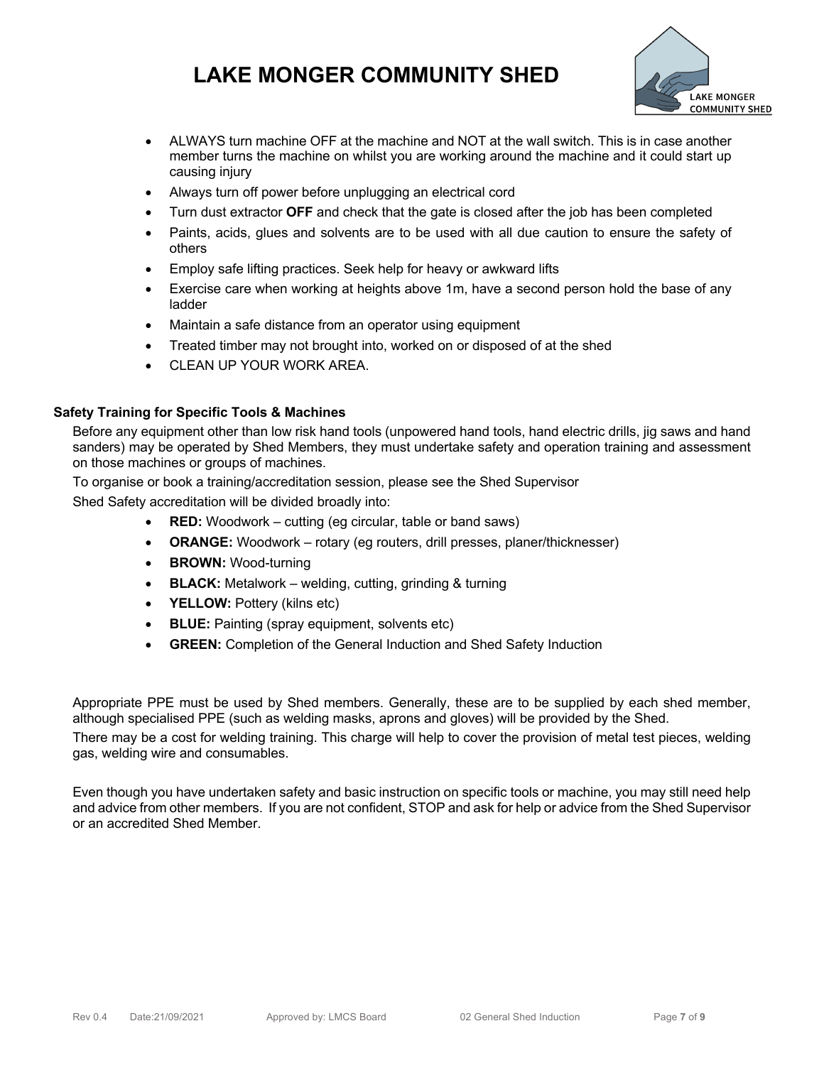- ALWAYS turn machine OFF at the machine and NOT at the wall switch. This is in case another member turns the machine on whilst you are working around the machine and it could start up causing injury
- Always turn off power before unplugging an electrical cord
- Turn dust extractor **OFF** and check that the gate is closed after the job has been completed
- Paints, acids, glues and solvents are to be used with all due caution to ensure the safety of others
- Employ safe lifting practices. Seek help for heavy or awkward lifts
- Exercise care when working at heights above 1m, have a second person hold the base of any ladder
- Maintain a safe distance from an operator using equipment
- Treated timber may not brought into, worked on or disposed of at the shed
- CLEAN UP YOUR WORK AREA.

### Safety Training for Specific Tools & Machines

Before any equipment other than low risk hand tools (unpowered hand tools, hand electric drills, jig saws and hand sanders) may be operated by Shed Members, they must undertake safety and operation training and assessment on those machines or groups of machines.

To organise or book a training/accreditation session, please see the Shed Supervisor

Shed Safety accreditation will be divided broadly into:

- **RED:** Woodwork – cutting (eg circular, table or band saws)
- **ORANGE:** Woodwork – rotary (eg routers, drill presses, planer/thicknesser)
- **BROWN:** Wood-turning
- **BLACK:** Metalwork – welding, cutting, grinding & turning
- **YELLOW:** Pottery (kilns etc)
- **BLUE:** Painting (spray equipment, solvents etc)
- **GREEN:** Completion of the General Induction and Shed Safety Induction

Appropriate PPE must be used by Shed members. Generally, these are to be supplied by each shed member, although specialised PPE (such as welding masks, aprons and gloves) will be provided by the Shed.

There may be a cost for welding training. This charge will help to cover the provision of metal test pieces, welding gas, welding wire and consumables.

Even though you have undertaken safety and basic instruction on specific tools or machine, you may still need help and advice from other members. If you are not confident, STOP and ask for help or advice from the Shed Supervisor or an accredited Shed Member.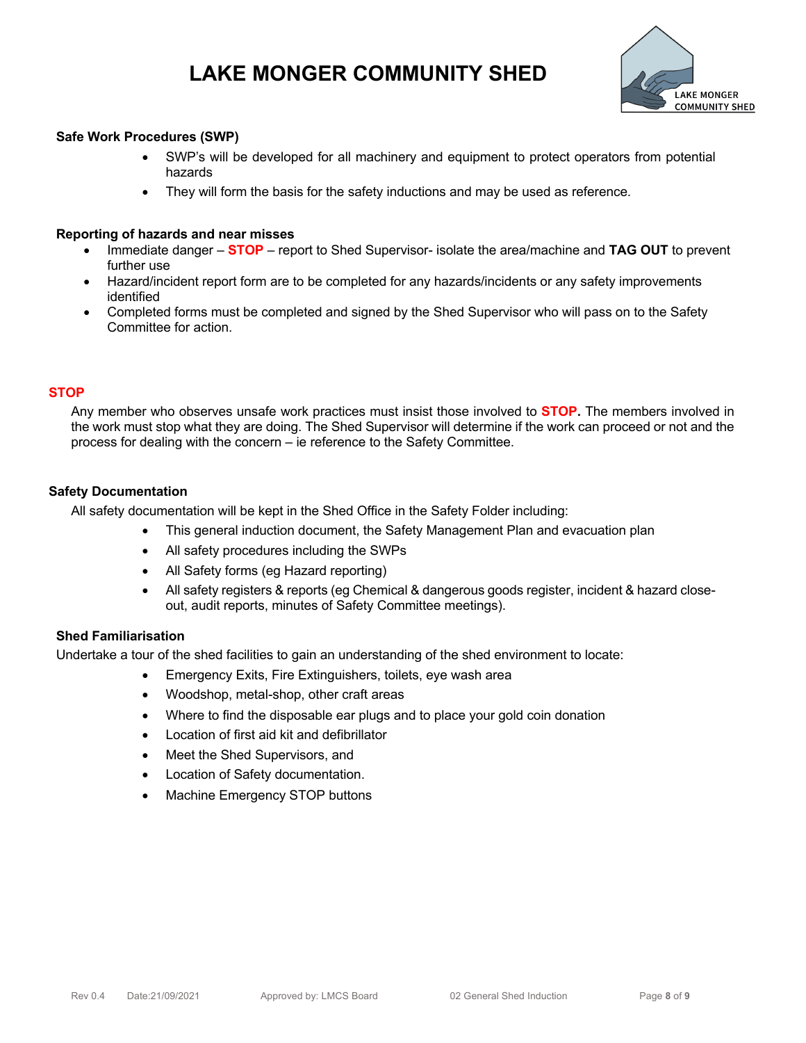## Safe Work Procedures (SWP)

- SWP's will be developed for all machinery and equipment to protect operators from potential hazards
- They will form the basis for the safety inductions and may be used as reference.

## Reporting of hazards and near misses

- Immediate danger – **STOP** – report to Shed Supervisor- isolate the area/machine and **TAG OUT** to prevent further use
- Hazard/incident report form are to be completed for any hazards/incidents or any safety improvements identified
- Completed forms must be completed and signed by the Shed Supervisor who will pass on to the Safety Committee for action.

## STOP

Any member who observes unsafe work practices must insist those involved to **STOP.** The members involved in the work must stop what they are doing. The Shed Supervisor will determine if the work can proceed or not and the process for dealing with the concern – ie reference to the Safety Committee.

## Safety Documentation

All safety documentation will be kept in the Shed Office in the Safety Folder including:

- This general induction document, the Safety Management Plan and evacuation plan
- All safety procedures including the SWPs
- All Safety forms (eg Hazard reporting)
- All safety registers & reports (eg Chemical & dangerous goods register, incident & hazard close-out, audit reports, minutes of Safety Committee meetings).

## Shed Familiarisation

Undertake a tour of the shed facilities to gain an understanding of the shed environment to locate:

- Emergency Exits, Fire Extinguishers, toilets, eye wash area
- Woodshop, metal-shop, other craft areas
- Where to find the disposable ear plugs and to place your gold coin donation
- Location of first aid kit and defibrillator
- Meet the Shed Supervisors, and
- Location of Safety documentation.
- Machine Emergency STOP buttons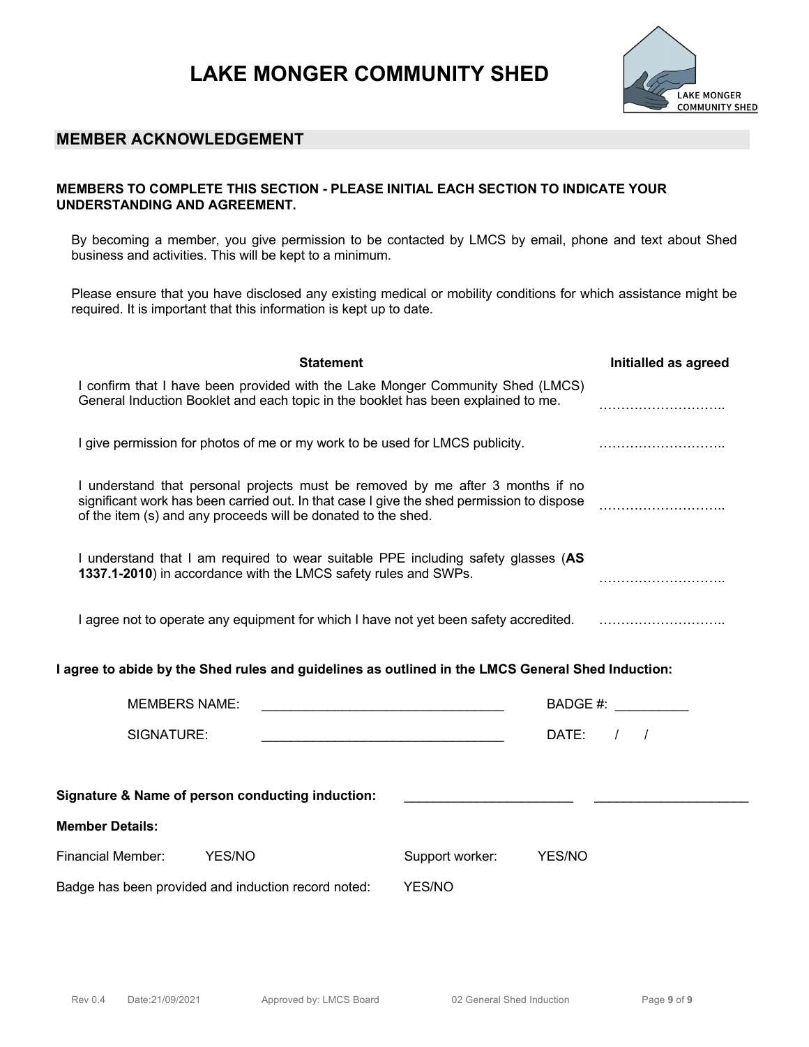# LAKE MONGER COMMUNITY SHED

## MEMBER ACKNOWLEDGEMENT

**MEMBERS TO COMPLETE THIS SECTION - PLEASE INITIAL EACH SECTION TO INDICATE YOUR UNDERSTANDING AND AGREEMENT.**

By becoming a member, you give permission to be contacted by LMCS by email, phone and text about Shed business and activities. This will be kept to a minimum.

Please ensure that you have disclosed any existing medical or mobility conditions for which assistance might be required. It is important that this information is kept up to date.

| Statement | Initialled as agreed |
| --- | --- |
| I confirm that I have been provided with the Lake Monger Community Shed (LMCS) General Induction Booklet and each topic in the booklet has been explained to me. | ……………………….. |
| I give permission for photos of me or my work to be used for LMCS publicity. | ……………………….. |
| I understand that personal projects must be removed by me after 3 months if no significant work has been carried out. In that case I give the shed permission to dispose of the item (s) and any proceeds will be donated to the shed. | ……………………….. |
| I understand that I am required to wear suitable PPE including safety glasses (**AS 1337.1-2010**) in accordance with the LMCS safety rules and SWPs. | ……………………….. |
| I agree not to operate any equipment for which I have not yet been safety accredited. | ……………………….. |

**I agree to abide by the Shed rules and guidelines as outlined in the LMCS General Shed Induction:**

MEMBERS NAME: ________________________________ BADGE #: __________

SIGNATURE: ________________________________ DATE: / /

**Signature & Name of person conducting induction:** ______________________ ______________________

**Member Details:**

Financial Member: YES/NO Support worker: YES/NO

Badge has been provided and induction record noted: YES/NO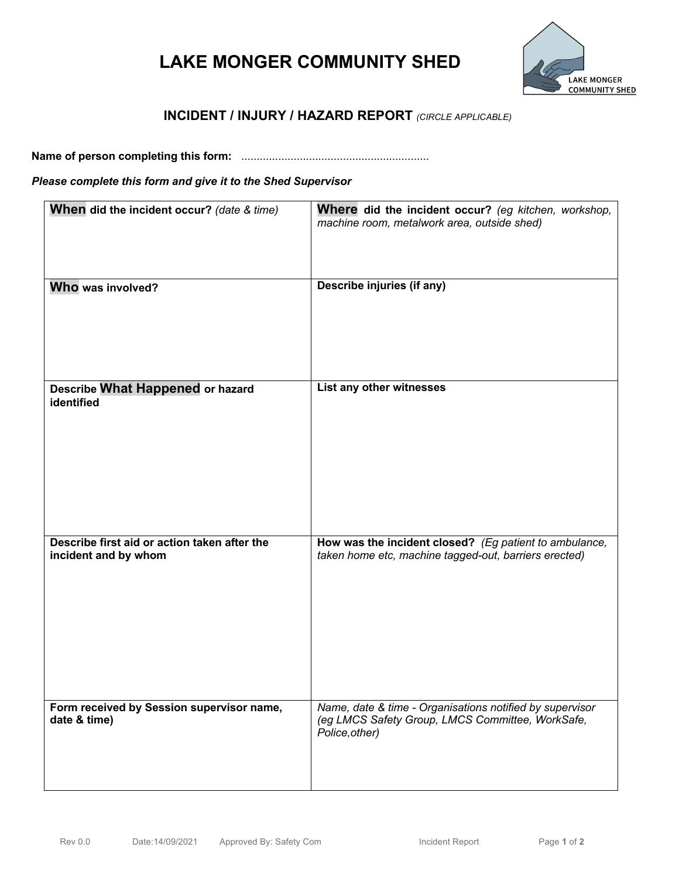# LAKE MONGER COMMUNITY SHED

## INCIDENT / INJURY / HAZARD REPORT *(CIRCLE APPLICABLE)*

**Name of person completing this form:** ............................................................

***Please complete this form and give it to the Shed Supervisor***

| **When did the incident occur?** *(date & time)* | **Where did the incident occur?** *(eg kitchen, workshop, machine room, metalwork area, outside shed)* |
|---|---|
| **Who was involved?** | **Describe injuries (if any)** |
| **Describe What Happened or hazard identified** | **List any other witnesses** |
| **Describe first aid or action taken after the incident and by whom** | **How was the incident closed?** *(Eg patient to ambulance, taken home etc, machine tagged-out, barriers erected)* |
| **Form received by Session supervisor name, date & time)** | *Name, date & time - Organisations notified by supervisor (eg LMCS Safety Group, LMCS Committee, WorkSafe, Police,other)* |

Rev 0.0 Date:14/09/2021 Approved By: Safety Com Incident Report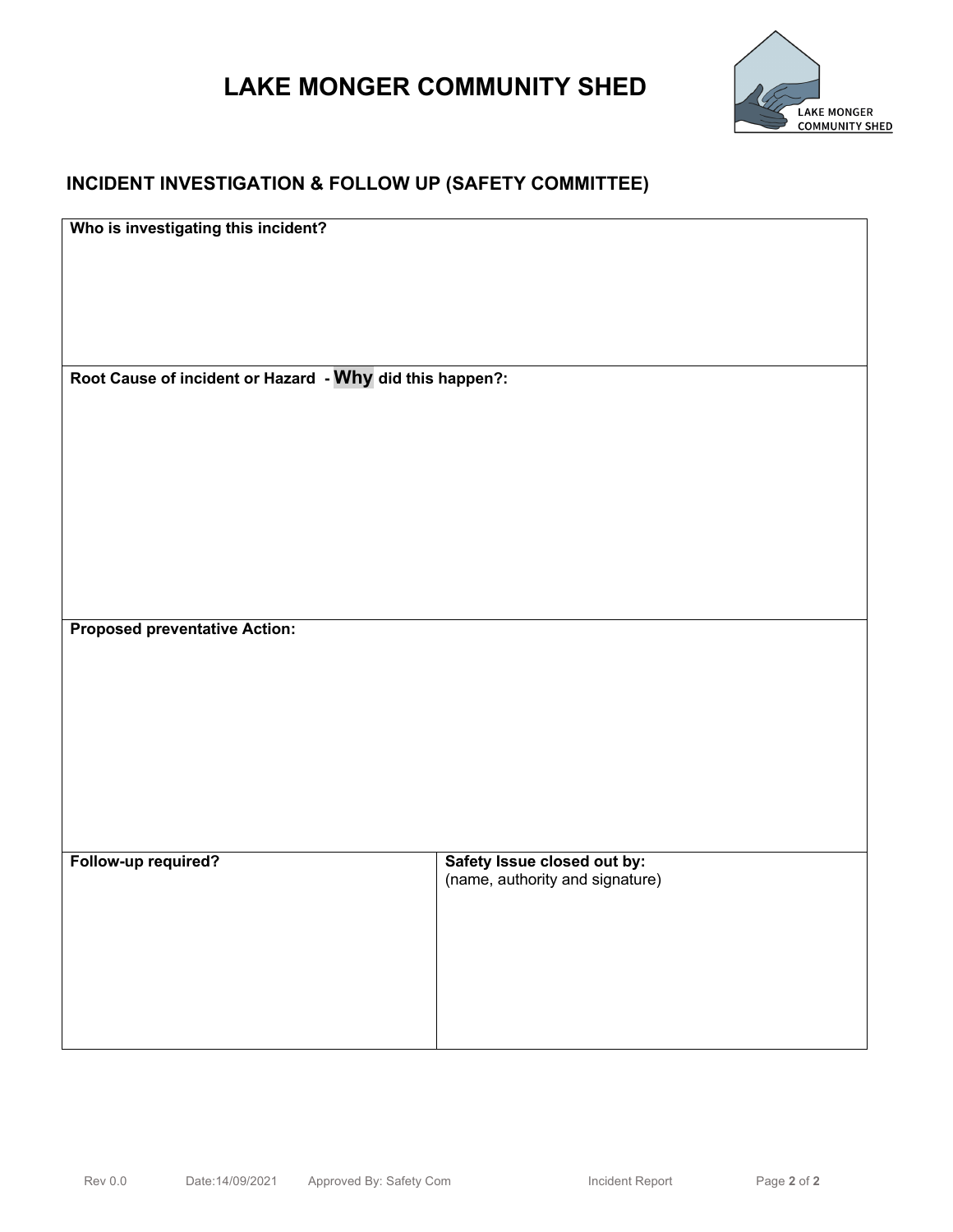# LAKE MONGER COMMUNITY SHED

## INCIDENT INVESTIGATION & FOLLOW UP (SAFETY COMMITTEE)

| **Who is investigating this incident?** | |
|---|---|
| **Root Cause of incident or Hazard - Why did this happen?:** | |
| **Proposed preventative Action:** | |
| **Follow-up required?** | **Safety Issue closed out by:** (name, authority and signature) |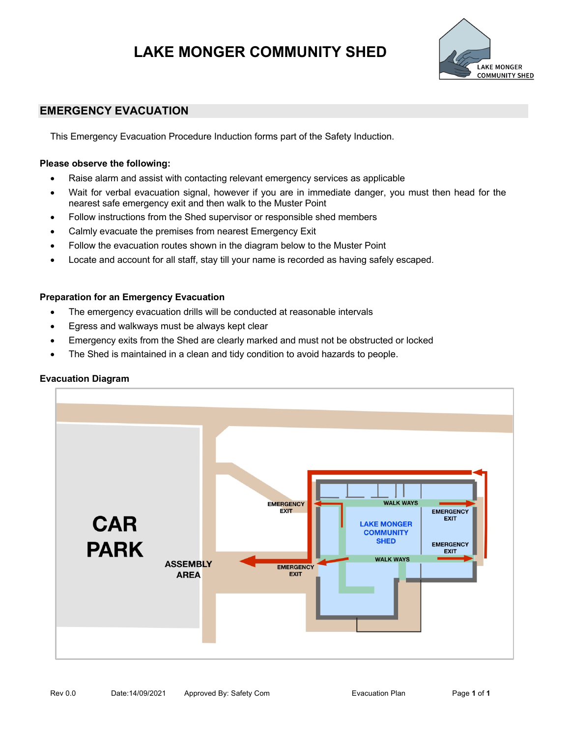# LAKE MONGER COMMUNITY SHED

## EMERGENCY EVACUATION

This Emergency Evacuation Procedure Induction forms part of the Safety Induction.

**Please observe the following:**

- Raise alarm and assist with contacting relevant emergency services as applicable
- Wait for verbal evacuation signal, however if you are in immediate danger, you must then head for the nearest safe emergency exit and then walk to the Muster Point
- Follow instructions from the Shed supervisor or responsible shed members
- Calmly evacuate the premises from nearest Emergency Exit
- Follow the evacuation routes shown in the diagram below to the Muster Point
- Locate and account for all staff, stay till your name is recorded as having safely escaped.

**Preparation for an Emergency Evacuation**

- The emergency evacuation drills will be conducted at reasonable intervals
- Egress and walkways must be always kept clear
- Emergency exits from the Shed are clearly marked and must not be obstructed or locked
- The Shed is maintained in a clean and tidy condition to avoid hazards to people.

**Evacuation Diagram**

CAR PARK

ASSEMBLY AREA

EMERGENCY EXIT

WALK WAYS

LAKE MONGER COMMUNITY SHED

EMERGENCY EXIT

EMERGENCY EXIT

WALK WAYS

EMERGENCY EXIT

Rev 0.0 Date:14/09/2021 Approved By: Safety Com Evacuation Plan